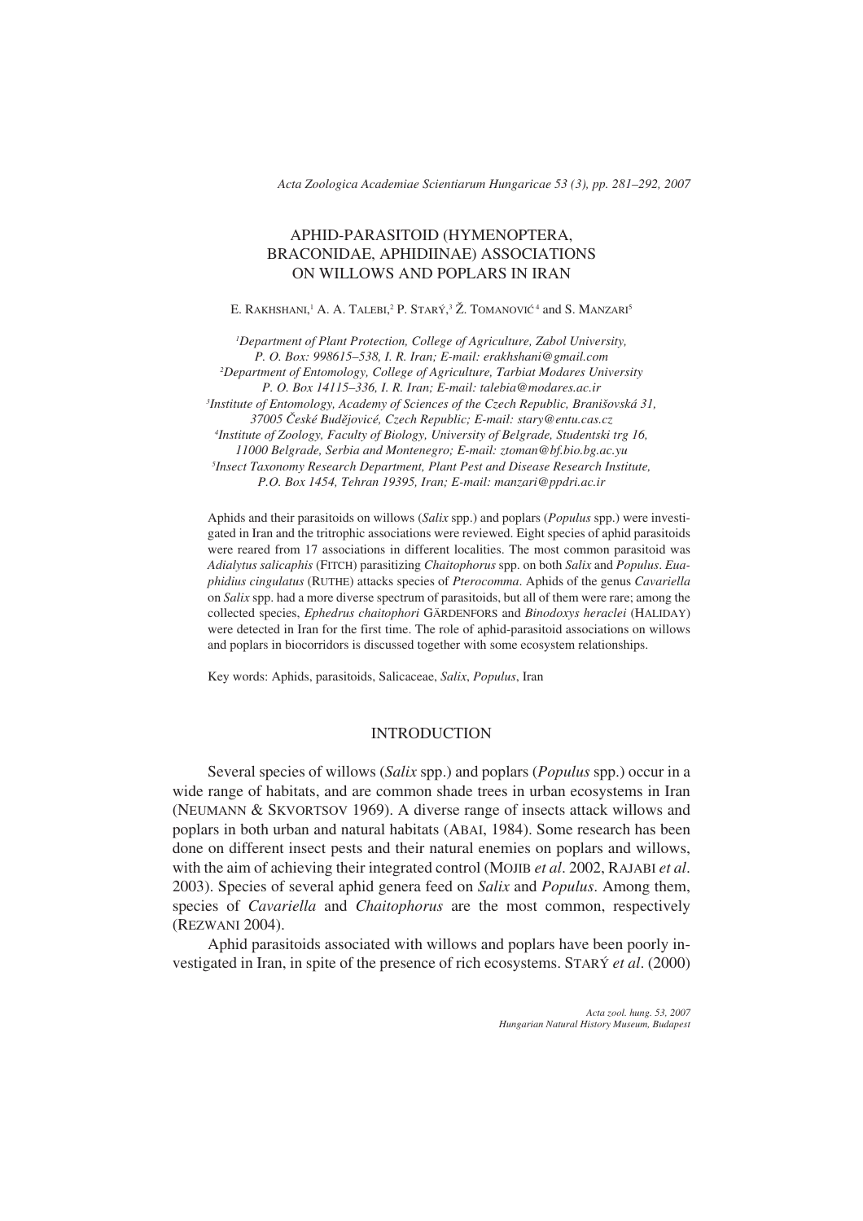# APHID-PARASITOID (HYMENOPTERA, BRACONIDAE, APHIDIINAE) ASSOCIATIONS ON WILLOWS AND POPLARS IN IRAN

E. RAKHSHANI,[1] A. A. TALEBI,[2] P. STARÝ,[3] Ž. TOMANOVIĆ[4] and S. MANZARI[5]

[1]*Department of Plant Protection, College of Agriculture, Zabol University, P. O. Box: 998615–538, I. R. Iran; E-mail: erakhshani@gmail.com*
[2]*Department of Entomology, College of Agriculture, Tarbiat Modares University P. O. Box 14115–336, I. R. Iran; E-mail: talebia@modares.ac.ir*
[3]*Institute of Entomology, Academy of Sciences of the Czech Republic, Branišovská 31, 37005 České Budějovicé, Czech Republic; E-mail: stary@entu.cas.cz*
[4]*Institute of Zoology, Faculty of Biology, University of Belgrade, Studentski trg 16, 11000 Belgrade, Serbia and Montenegro; E-mail: ztoman@bf.bio.bg.ac.yu*
[5]*Insect Taxonomy Research Department, Plant Pest and Disease Research Institute, P.O. Box 1454, Tehran 19395, Iran; E-mail: manzari@ppdri.ac.ir*

Aphids and their parasitoids on willows (*Salix* spp.) and poplars (*Populus* spp.) were investigated in Iran and the tritrophic associations were reviewed. Eight species of aphid parasitoids were reared from 17 associations in different localities. The most common parasitoid was *Adialytus salicaphis* (FITCH) parasitizing *Chaitophorus* spp. on both *Salix* and *Populus*. *Euaphidius cingulatus* (RUTHE) attacks species of *Pterocomma*. Aphids of the genus *Cavariella* on *Salix* spp. had a more diverse spectrum of parasitoids, but all of them were rare; among the collected species, *Ephedrus chaitophori* GÄRDENFORS and *Binodoxys heraclei* (HALIDAY) were detected in Iran for the first time. The role of aphid-parasitoid associations on willows and poplars in biocorridors is discussed together with some ecosystem relationships.

Key words: Aphids, parasitoids, Salicaceae, *Salix*, *Populus*, Iran

## INTRODUCTION

Several species of willows (*Salix* spp.) and poplars (*Populus* spp.) occur in a wide range of habitats, and are common shade trees in urban ecosystems in Iran (NEUMANN & SKVORTSOV 1969). A diverse range of insects attack willows and poplars in both urban and natural habitats (ABAI, 1984). Some research has been done on different insect pests and their natural enemies on poplars and willows, with the aim of achieving their integrated control (MOJIB *et al*. 2002, RAJABI *et al*. 2003). Species of several aphid genera feed on *Salix* and *Populus*. Among them, species of *Cavariella* and *Chaitophorus* are the most common, respectively (REZWANI 2004).

Aphid parasitoids associated with willows and poplars have been poorly investigated in Iran, in spite of the presence of rich ecosystems. STARÝ *et al*. (2000)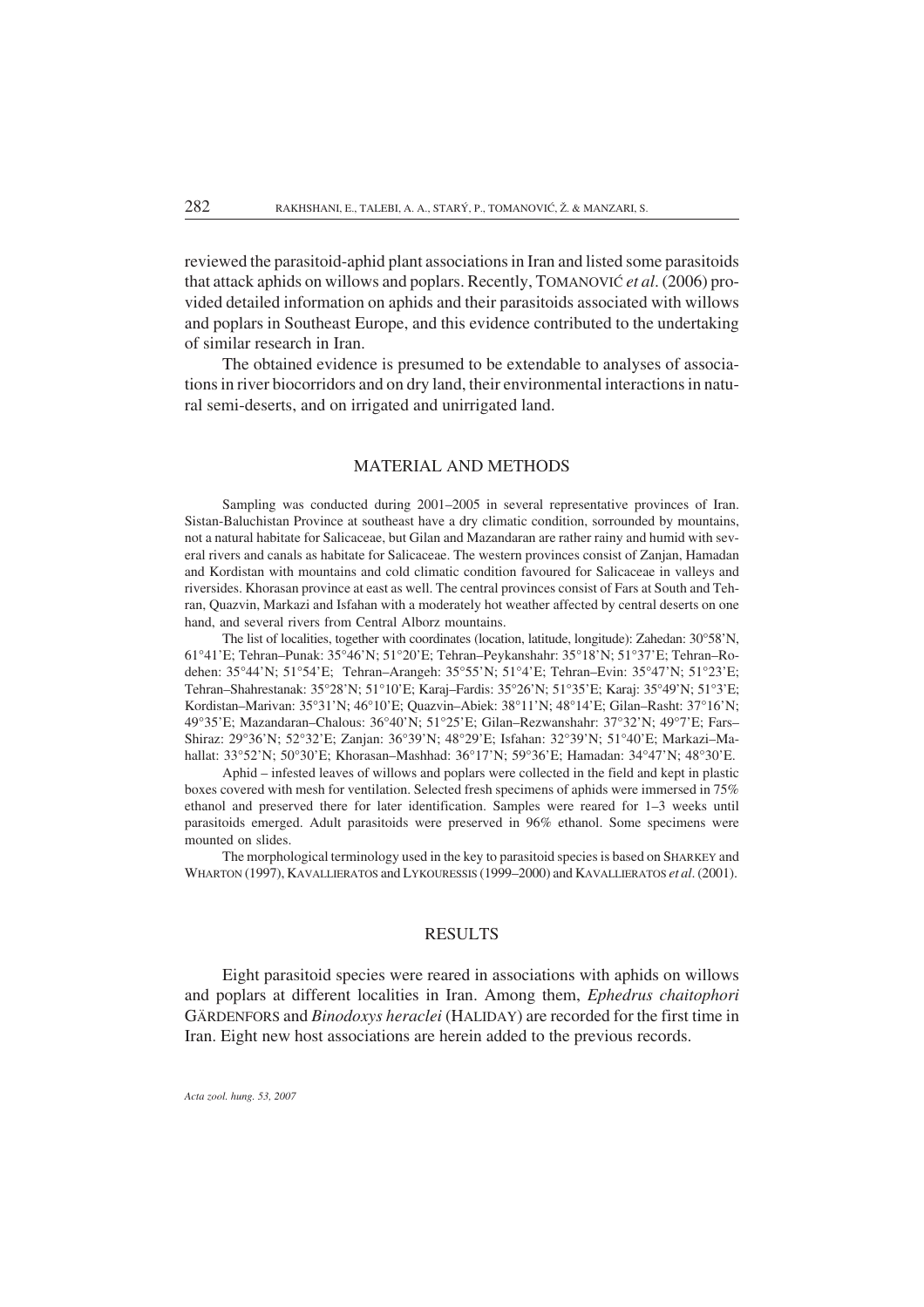reviewed the parasitoid-aphid plant associations in Iran and listed some parasitoids that attack aphids on willows and poplars. Recently, TOMANOVIĆ *et al*. (2006) provided detailed information on aphids and their parasitoids associated with willows and poplars in Southeast Europe, and this evidence contributed to the undertaking of similar research in Iran.

The obtained evidence is presumed to be extendable to analyses of associations in river biocorridors and on dry land, their environmental interactions in natural semi-deserts, and on irrigated and unirrigated land.

## MATERIAL AND METHODS

Sampling was conducted during 2001–2005 in several representative provinces of Iran. Sistan-Baluchistan Province at southeast have a dry climatic condition, sorrounded by mountains, not a natural habitate for Salicaceae, but Gilan and Mazandaran are rather rainy and humid with several rivers and canals as habitate for Salicaceae. The western provinces consist of Zanjan, Hamadan and Kordistan with mountains and cold climatic condition favoured for Salicaceae in valleys and riversides. Khorasan province at east as well. The central provinces consist of Fars at South and Tehran, Quazvin, Markazi and Isfahan with a moderately hot weather affected by central deserts on one hand, and several rivers from Central Alborz mountains.

The list of localities, together with coordinates (location, latitude, longitude): Zahedan: 30°58'N, 61°41'E; Tehran–Punak: 35°46'N; 51°20'E; Tehran–Peykanshahr: 35°18'N; 51°37'E; Tehran–Rodehen: 35°44'N; 51°54'E; Tehran–Arangeh: 35°55'N; 51°4'E; Tehran–Evin: 35°47'N; 51°23'E; Tehran–Shahrestanak: 35°28'N; 51°10'E; Karaj–Fardis: 35°26'N; 51°35'E; Karaj: 35°49'N; 51°3'E; Kordistan–Marivan: 35°31'N; 46°10'E; Quazvin–Abiek: 38°11'N; 48°14'E; Gilan–Rasht: 37°16'N; 49°35'E; Mazandaran–Chalous: 36°40'N; 51°25'E; Gilan–Rezwanshahr: 37°32'N; 49°7'E; Fars–Shiraz: 29°36'N; 52°32'E; Zanjan: 36°39'N; 48°29'E; Isfahan: 32°39'N; 51°40'E; Markazi–Mahallat: 33°52'N; 50°30'E; Khorasan–Mashhad: 36°17'N; 59°36'E; Hamadan: 34°47'N; 48°30'E.

Aphid – infested leaves of willows and poplars were collected in the field and kept in plastic boxes covered with mesh for ventilation. Selected fresh specimens of aphids were immersed in 75% ethanol and preserved there for later identification. Samples were reared for 1–3 weeks until parasitoids emerged. Adult parasitoids were preserved in 96% ethanol. Some specimens were mounted on slides.

The morphological terminology used in the key to parasitoid species is based on SHARKEY and WHARTON (1997), KAVALLIERATOS and LYKOURESSIS (1999–2000) and KAVALLIERATOS *et al*. (2001).

## RESULTS

Eight parasitoid species were reared in associations with aphids on willows and poplars at different localities in Iran. Among them, *Ephedrus chaitophori* GÄRDENFORS and *Binodoxys heraclei* (HALIDAY) are recorded for the first time in Iran. Eight new host associations are herein added to the previous records.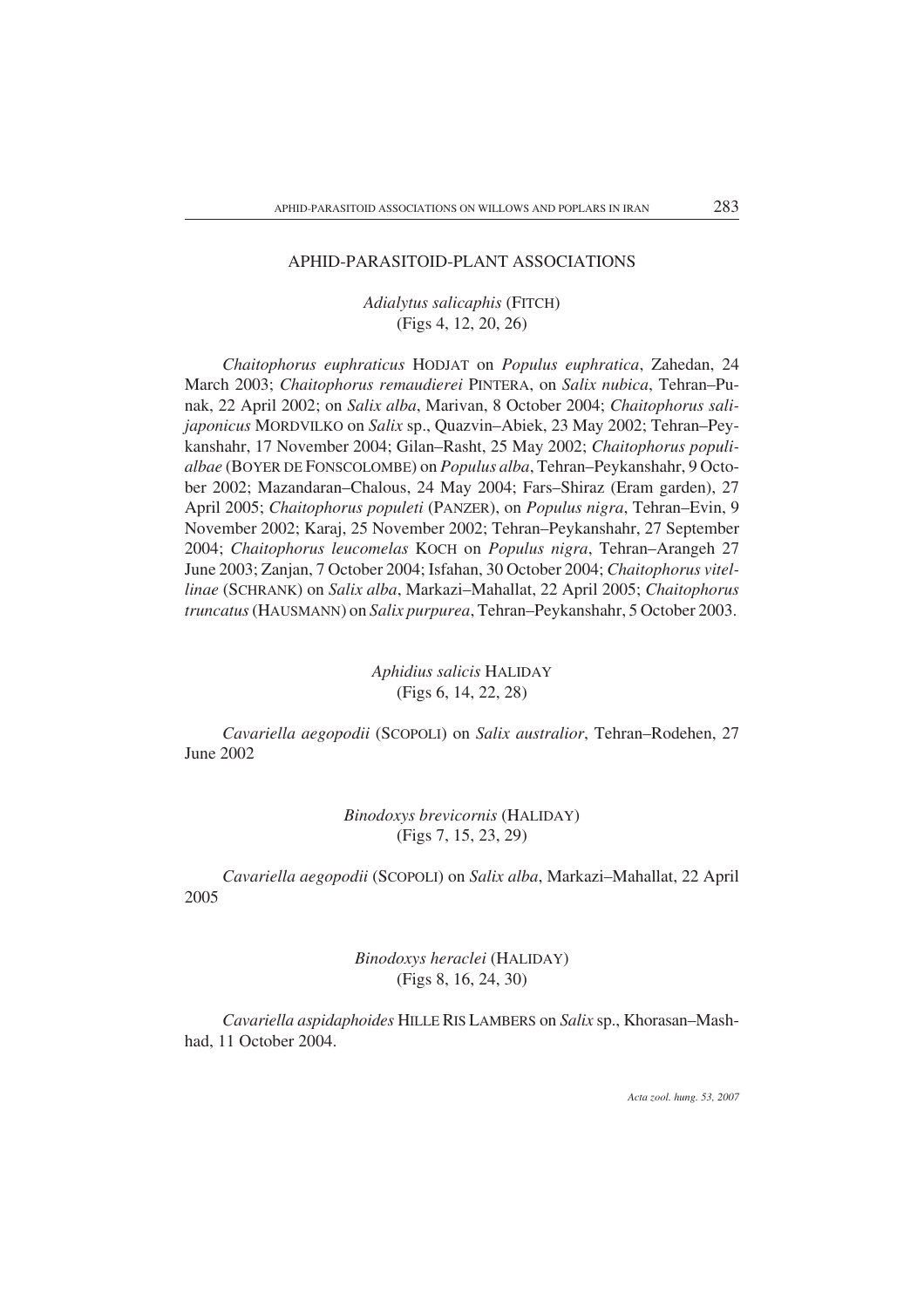## APHID-PARASITOID-PLANT ASSOCIATIONS

### *Adialytus salicaphis* (FITCH)
(Figs 4, 12, 20, 26)

*Chaitophorus euphraticus* HODJAT on *Populus euphratica*, Zahedan, 24 March 2003; *Chaitophorus remaudierei* PINTERA, on *Salix nubica*, Tehran–Punak, 22 April 2002; on *Salix alba*, Marivan, 8 October 2004; *Chaitophorus salijaponicus* MORDVILKO on *Salix* sp., Quazvin–Abiek, 23 May 2002; Tehran–Peykanshahr, 17 November 2004; Gilan–Rasht, 25 May 2002; *Chaitophorus populialbae* (BOYER DE FONSCOLOMBE) on *Populus alba*, Tehran–Peykanshahr, 9 October 2002; Mazandaran–Chalous, 24 May 2004; Fars–Shiraz (Eram garden), 27 April 2005; *Chaitophorus populeti* (PANZER), on *Populus nigra*, Tehran–Evin, 9 November 2002; Karaj, 25 November 2002; Tehran–Peykanshahr, 27 September 2004; *Chaitophorus leucomelas* KOCH on *Populus nigra*, Tehran–Arangeh 27 June 2003; Zanjan, 7 October 2004; Isfahan, 30 October 2004; *Chaitophorus vitellinae* (SCHRANK) on *Salix alba*, Markazi–Mahallat, 22 April 2005; *Chaitophorus truncatus* (HAUSMANN) on *Salix purpurea*, Tehran–Peykanshahr, 5 October 2003.

### *Aphidius salicis* HALIDAY
(Figs 6, 14, 22, 28)

*Cavariella aegopodii* (SCOPOLI) on *Salix australior*, Tehran–Rodehen, 27 June 2002

### *Binodoxys brevicornis* (HALIDAY)
(Figs 7, 15, 23, 29)

*Cavariella aegopodii* (SCOPOLI) on *Salix alba*, Markazi–Mahallat, 22 April 2005

### *Binodoxys heraclei* (HALIDAY)
(Figs 8, 16, 24, 30)

*Cavariella aspidaphoides* HILLE RIS LAMBERS on *Salix* sp., Khorasan–Mashhad, 11 October 2004.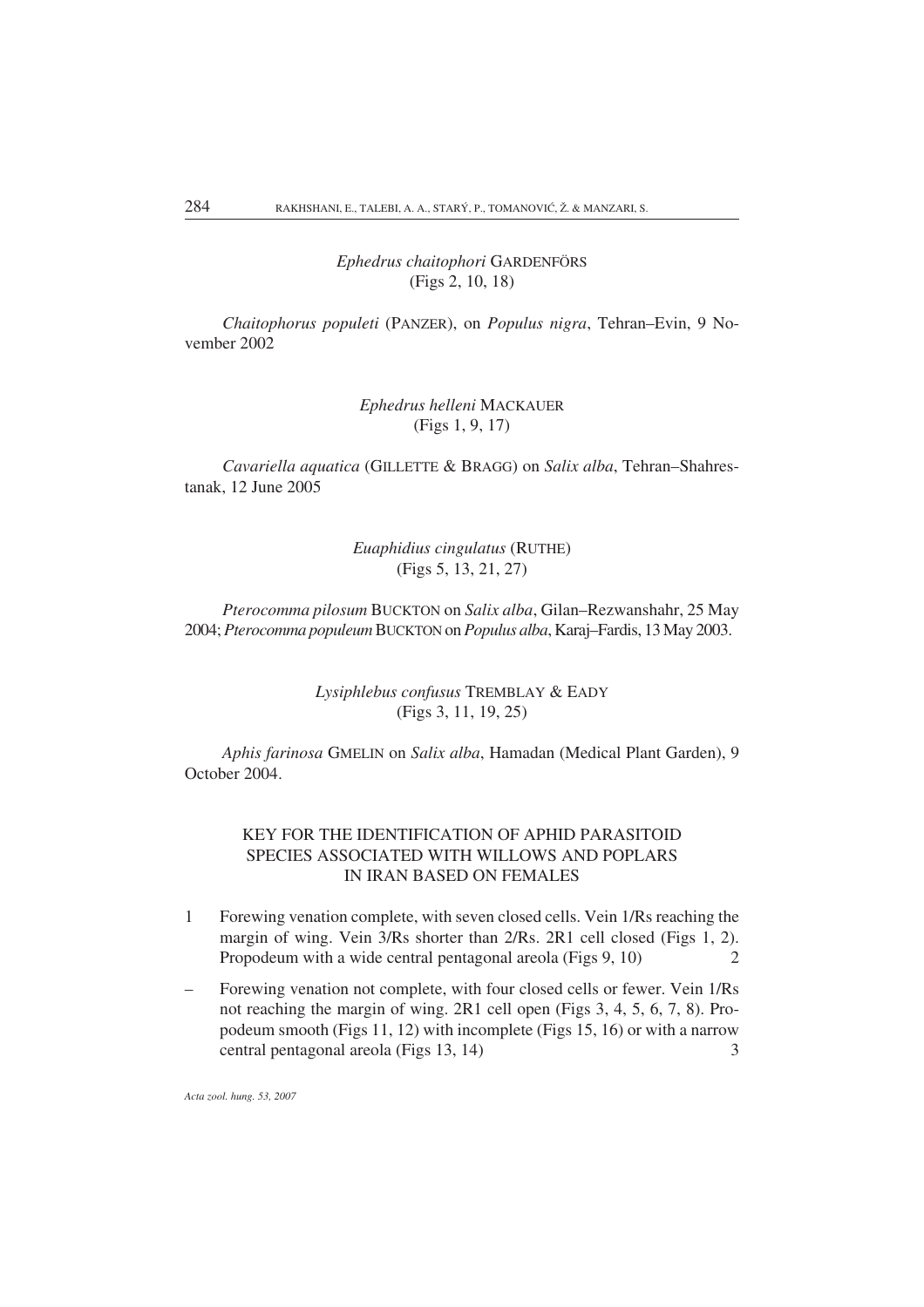*Ephedrus chaitophori* GARDENFÖRS
(Figs 2, 10, 18)

*Chaitophorus populeti* (PANZER), on *Populus nigra*, Tehran–Evin, 9 November 2002

*Ephedrus helleni* MACKAUER
(Figs 1, 9, 17)

*Cavariella aquatica* (GILLETTE & BRAGG) on *Salix alba*, Tehran–Shahrestanak, 12 June 2005

*Euaphidius cingulatus* (RUTHE)
(Figs 5, 13, 21, 27)

*Pterocomma pilosum* BUCKTON on *Salix alba*, Gilan–Rezwanshahr, 25 May 2004; *Pterocomma populeum* BUCKTON on *Populus alba*, Karaj–Fardis, 13 May 2003.

*Lysiphlebus confusus* TREMBLAY & EADY
(Figs 3, 11, 19, 25)

*Aphis farinosa* GMELIN on *Salix alba*, Hamadan (Medical Plant Garden), 9 October 2004.

## KEY FOR THE IDENTIFICATION OF APHID PARASITOID SPECIES ASSOCIATED WITH WILLOWS AND POPLARS IN IRAN BASED ON FEMALES

1 Forewing venation complete, with seven closed cells. Vein 1/Rs reaching the margin of wing. Vein 3/Rs shorter than 2/Rs. 2R1 cell closed (Figs 1, 2). Propodeum with a wide central pentagonal areola (Figs 9, 10) ... 2

– Forewing venation not complete, with four closed cells or fewer. Vein 1/Rs not reaching the margin of wing. 2R1 cell open (Figs 3, 4, 5, 6, 7, 8). Propodeum smooth (Figs 11, 12) with incomplete (Figs 15, 16) or with a narrow central pentagonal areola (Figs 13, 14) ... 3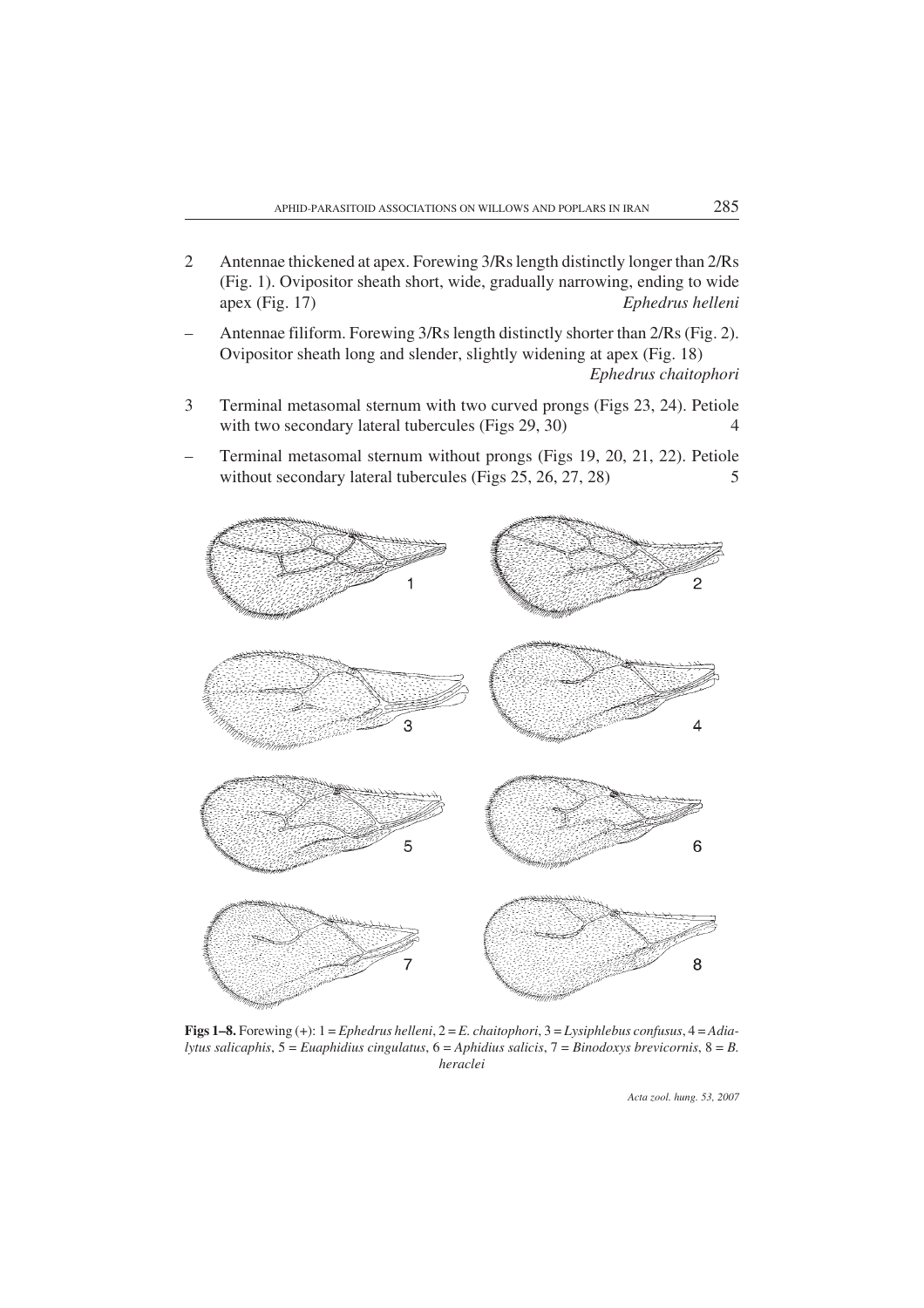2 Antennae thickened at apex. Forewing 3/Rs length distinctly longer than 2/Rs (Fig. 1). Ovipositor sheath short, wide, gradually narrowing, ending to wide apex (Fig. 17) *Ephedrus helleni*

– Antennae filiform. Forewing 3/Rs length distinctly shorter than 2/Rs (Fig. 2). Ovipositor sheath long and slender, slightly widening at apex (Fig. 18) *Ephedrus chaitophori*

3 Terminal metasomal sternum with two curved prongs (Figs 23, 24). Petiole with two secondary lateral tubercules (Figs 29, 30) 4

– Terminal metasomal sternum without prongs (Figs 19, 20, 21, 22). Petiole without secondary lateral tubercules (Figs 25, 26, 27, 28) 5

**Figs 1–8.** Forewing (+): 1 = *Ephedrus helleni*, 2 = *E. chaitophori*, 3 = *Lysiphlebus confusus*, 4 = *Adialytus salicaphis*, 5 = *Euaphidius cingulatus*, 6 = *Aphidius salicis*, 7 = *Binodoxys brevicornis*, 8 = *B. heraclei*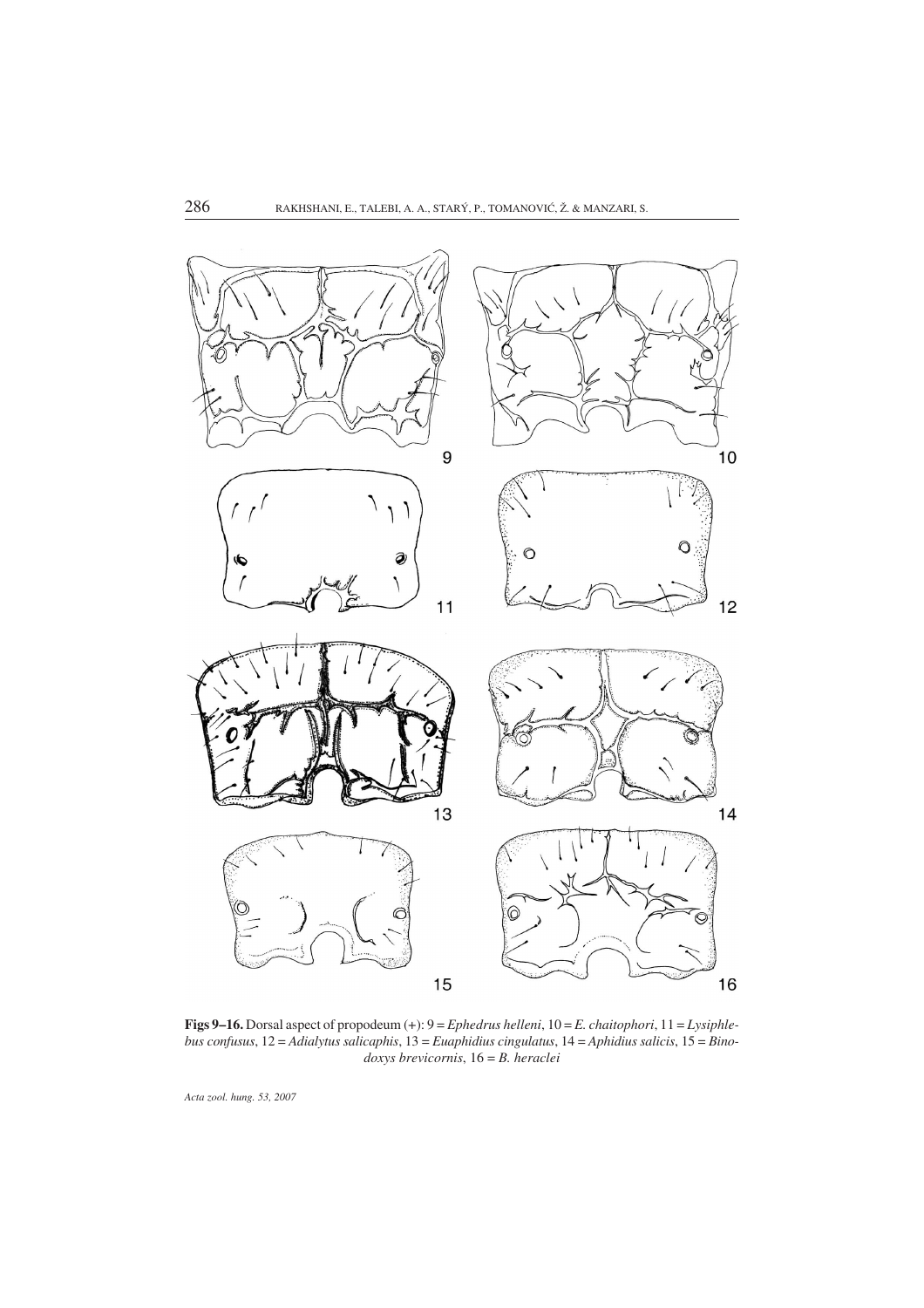**Figs 9–16.** Dorsal aspect of propodeum (+): 9 = *Ephedrus helleni*, 10 = *E. chaitophori*, 11 = *Lysiphlebus confusus*, 12 = *Adialytus salicaphis*, 13 = *Euaphidius cingulatus*, 14 = *Aphidius salicis*, 15 = *Binodoxys brevicornis*, 16 = *B. heraclei*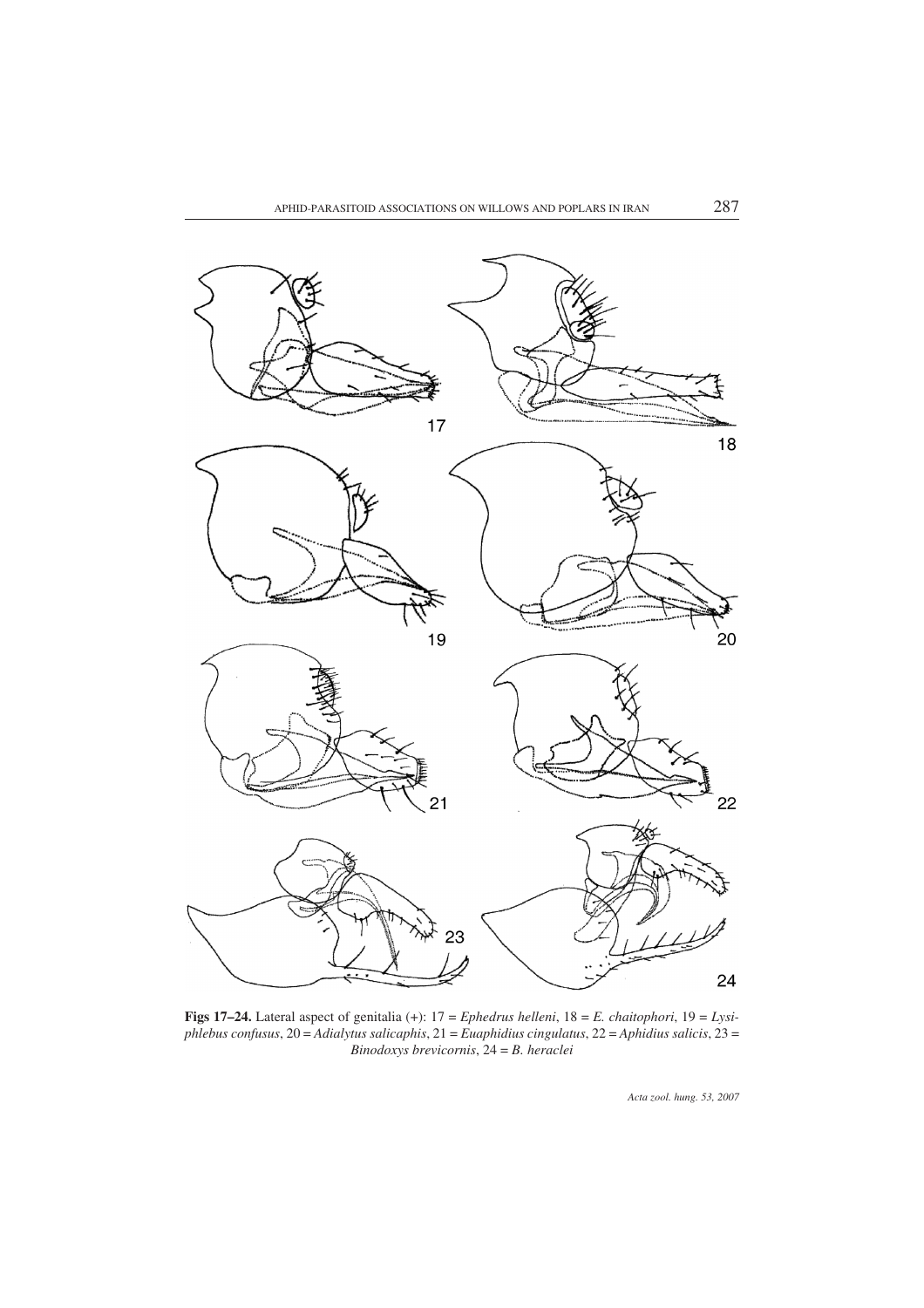**Figs 17–24.** Lateral aspect of genitalia (+): 17 = *Ephedrus helleni*, 18 = *E. chaitophori*, 19 = *Lysiphlebus confusus*, 20 = *Adialytus salicaphis*, 21 = *Euaphidius cingulatus*, 22 = *Aphidius salicis*, 23 = *Binodoxys brevicornis*, 24 = *B. heraclei*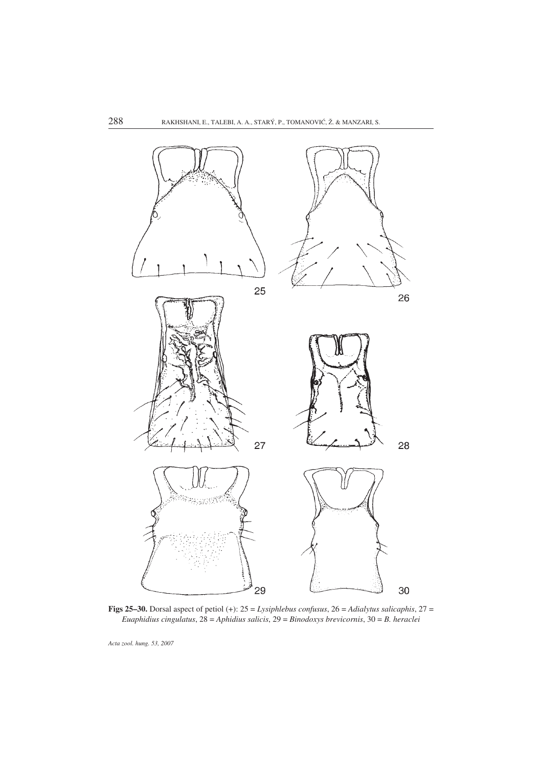**Figs 25–30.** Dorsal aspect of petiol (+): 25 = *Lysiphlebus confusus*, 26 = *Adialytus salicaphis*, 27 = *Euaphidius cingulatus*, 28 = *Aphidius salicis*, 29 = *Binodoxys brevicornis*, 30 = *B. heraclei*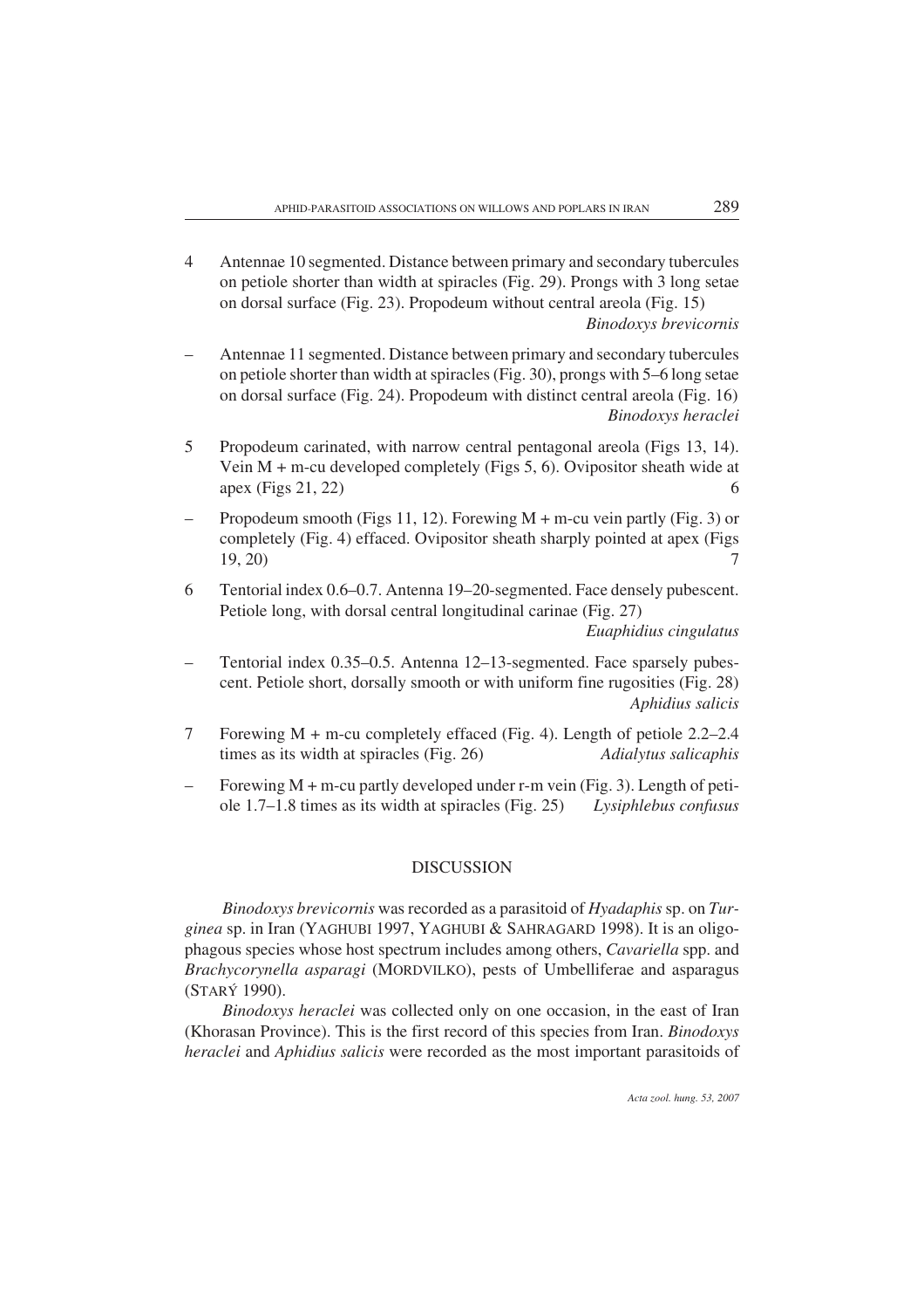4 Antennae 10 segmented. Distance between primary and secondary tubercules on petiole shorter than width at spiracles (Fig. 29). Prongs with 3 long setae on dorsal surface (Fig. 23). Propodeum without central areola (Fig. 15) *Binodoxys brevicornis*

– Antennae 11 segmented. Distance between primary and secondary tubercules on petiole shorter than width at spiracles (Fig. 30), prongs with 5–6 long setae on dorsal surface (Fig. 24). Propodeum with distinct central areola (Fig. 16) *Binodoxys heraclei*

5 Propodeum carinated, with narrow central pentagonal areola (Figs 13, 14). Vein M + m-cu developed completely (Figs 5, 6). Ovipositor sheath wide at apex (Figs 21, 22) 6

– Propodeum smooth (Figs 11, 12). Forewing M + m-cu vein partly (Fig. 3) or completely (Fig. 4) effaced. Ovipositor sheath sharply pointed at apex (Figs 19, 20) 7

6 Tentorial index 0.6–0.7. Antenna 19–20-segmented. Face densely pubescent. Petiole long, with dorsal central longitudinal carinae (Fig. 27) *Euaphidius cingulatus*

– Tentorial index 0.35–0.5. Antenna 12–13-segmented. Face sparsely pubescent. Petiole short, dorsally smooth or with uniform fine rugosities (Fig. 28) *Aphidius salicis*

7 Forewing M + m-cu completely effaced (Fig. 4). Length of petiole 2.2–2.4 times as its width at spiracles (Fig. 26) *Adialytus salicaphis*

– Forewing M + m-cu partly developed under r-m vein (Fig. 3). Length of petiole 1.7–1.8 times as its width at spiracles (Fig. 25) *Lysiphlebus confusus*

## DISCUSSION

*Binodoxys brevicornis* was recorded as a parasitoid of *Hyadaphis* sp. on *Turginea* sp. in Iran (YAGHUBI 1997, YAGHUBI & SAHRAGARD 1998). It is an oligophagous species whose host spectrum includes among others, *Cavariella* spp. and *Brachycorynella asparagi* (MORDVILKO), pests of Umbelliferae and asparagus (STARÝ 1990).

*Binodoxys heraclei* was collected only on one occasion, in the east of Iran (Khorasan Province). This is the first record of this species from Iran. *Binodoxys heraclei* and *Aphidius salicis* were recorded as the most important parasitoids of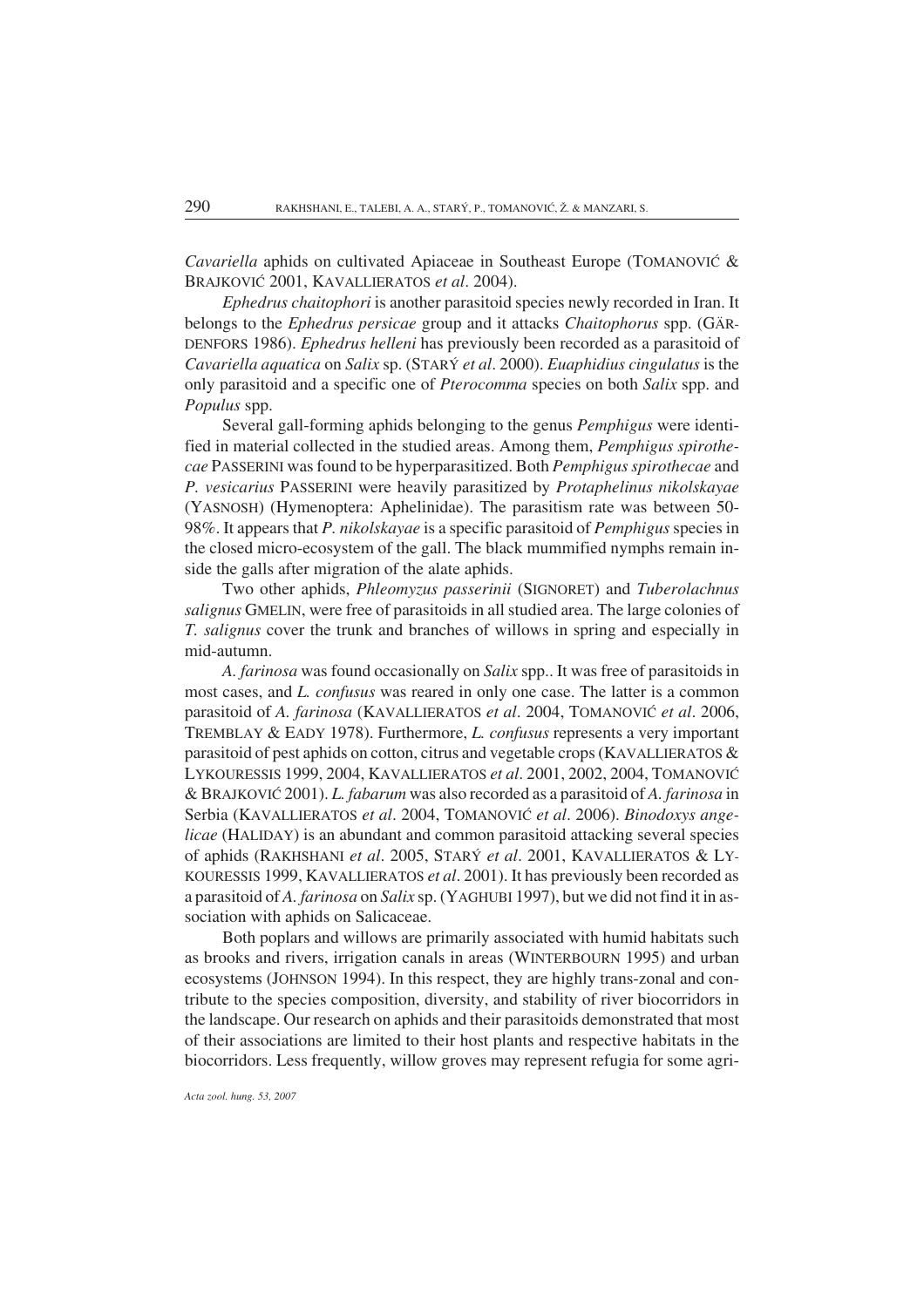*Cavariella* aphids on cultivated Apiaceae in Southeast Europe (TOMANOVIĆ & BRAJKOVIĆ 2001, KAVALLIERATOS *et al*. 2004).

*Ephedrus chaitophori* is another parasitoid species newly recorded in Iran. It belongs to the *Ephedrus persicae* group and it attacks *Chaitophorus* spp. (GÄRDENFORS 1986). *Ephedrus helleni* has previously been recorded as a parasitoid of *Cavariella aquatica* on *Salix* sp. (STARÝ *et al*. 2000). *Euaphidius cingulatus* is the only parasitoid and a specific one of *Pterocomma* species on both *Salix* spp. and *Populus* spp.

Several gall-forming aphids belonging to the genus *Pemphigus* were identified in material collected in the studied areas. Among them, *Pemphigus spirothecae* PASSERINI was found to be hyperparasitized. Both *Pemphigus spirothecae* and *P. vesicarius* PASSERINI were heavily parasitized by *Protaphelinus nikolskayae* (YASNOSH) (Hymenoptera: Aphelinidae). The parasitism rate was between 50-98%. It appears that *P. nikolskayae* is a specific parasitoid of *Pemphigus* species in the closed micro-ecosystem of the gall. The black mummified nymphs remain inside the galls after migration of the alate aphids.

Two other aphids, *Phleomyzus passerinii* (SIGNORET) and *Tuberolachnus salignus* GMELIN, were free of parasitoids in all studied area. The large colonies of *T. salignus* cover the trunk and branches of willows in spring and especially in mid-autumn.

*A. farinosa* was found occasionally on *Salix* spp.. It was free of parasitoids in most cases, and *L. confusus* was reared in only one case. The latter is a common parasitoid of *A. farinosa* (KAVALLIERATOS *et al*. 2004, TOMANOVIĆ *et al*. 2006, TREMBLAY & EADY 1978). Furthermore, *L. confusus* represents a very important parasitoid of pest aphids on cotton, citrus and vegetable crops (KAVALLIERATOS & LYKOURESSIS 1999, 2004, KAVALLIERATOS *et al*. 2001, 2002, 2004, TOMANOVIĆ & BRAJKOVIĆ 2001). *L. fabarum* was also recorded as a parasitoid of *A. farinosa* in Serbia (KAVALLIERATOS *et al*. 2004, TOMANOVIĆ *et al*. 2006). *Binodoxys angelicae* (HALIDAY) is an abundant and common parasitoid attacking several species of aphids (RAKHSHANI *et al*. 2005, STARÝ *et al*. 2001, KAVALLIERATOS & LYKOURESSIS 1999, KAVALLIERATOS *et al*. 2001). It has previously been recorded as a parasitoid of *A. farinosa* on *Salix* sp. (YAGHUBI 1997), but we did not find it in association with aphids on Salicaceae.

Both poplars and willows are primarily associated with humid habitats such as brooks and rivers, irrigation canals in areas (WINTERBOURN 1995) and urban ecosystems (JOHNSON 1994). In this respect, they are highly trans-zonal and contribute to the species composition, diversity, and stability of river biocorridors in the landscape. Our research on aphids and their parasitoids demonstrated that most of their associations are limited to their host plants and respective habitats in the biocorridors. Less frequently, willow groves may represent refugia for some agri-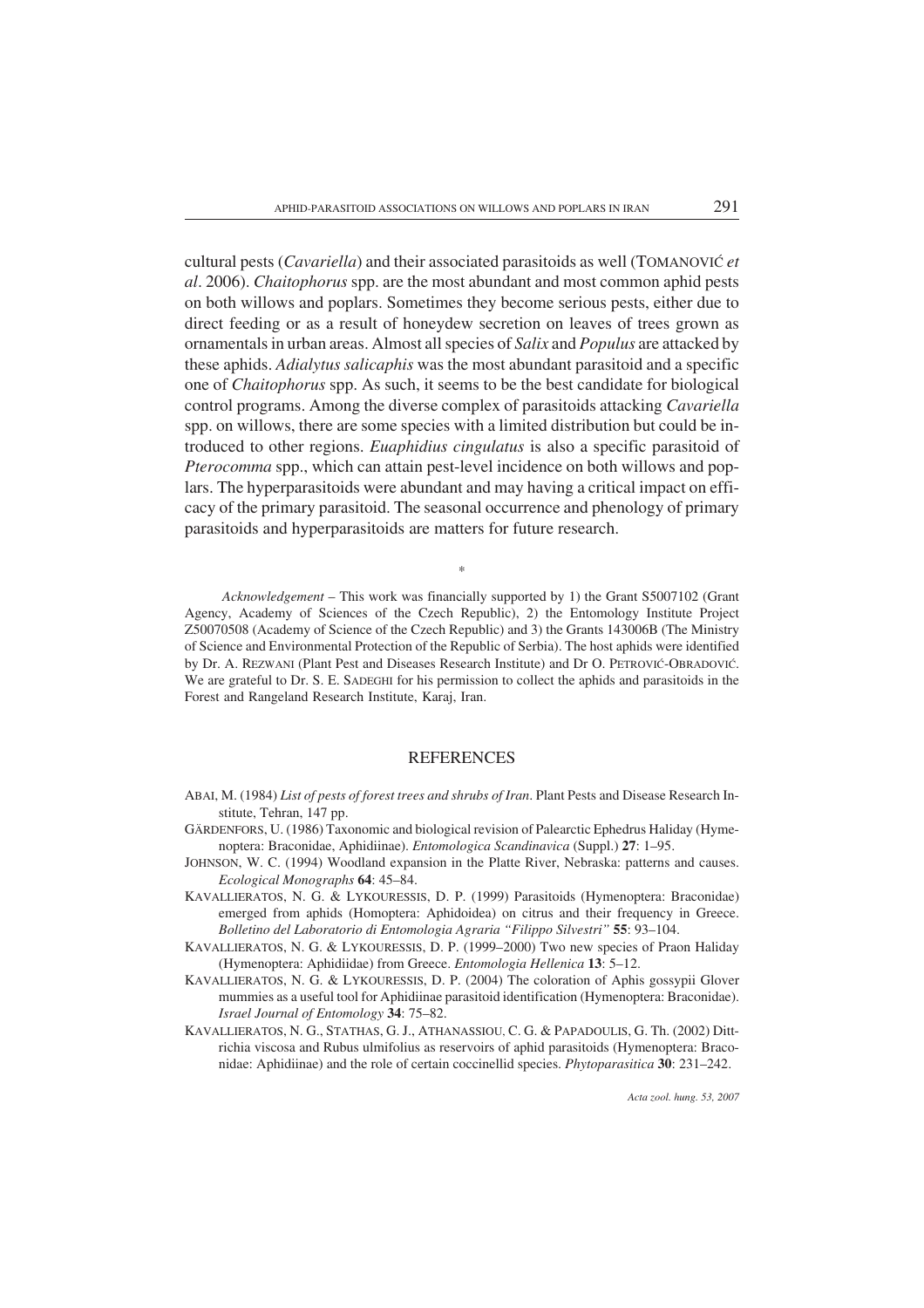cultural pests (*Cavariella*) and their associated parasitoids as well (TOMANOVIĆ *et al*. 2006). *Chaitophorus* spp. are the most abundant and most common aphid pests on both willows and poplars. Sometimes they become serious pests, either due to direct feeding or as a result of honeydew secretion on leaves of trees grown as ornamentals in urban areas. Almost all species of *Salix* and *Populus* are attacked by these aphids. *Adialytus salicaphis* was the most abundant parasitoid and a specific one of *Chaitophorus* spp. As such, it seems to be the best candidate for biological control programs. Among the diverse complex of parasitoids attacking *Cavariella* spp. on willows, there are some species with a limited distribution but could be introduced to other regions. *Euaphidius cingulatus* is also a specific parasitoid of *Pterocomma* spp., which can attain pest-level incidence on both willows and poplars. The hyperparasitoids were abundant and may having a critical impact on efficacy of the primary parasitoid. The seasonal occurrence and phenology of primary parasitoids and hyperparasitoids are matters for future research.

*

*Acknowledgement* – This work was financially supported by 1) the Grant S5007102 (Grant Agency, Academy of Sciences of the Czech Republic), 2) the Entomology Institute Project Z50070508 (Academy of Science of the Czech Republic) and 3) the Grants 143006B (The Ministry of Science and Environmental Protection of the Republic of Serbia). The host aphids were identified by Dr. A. REZWANI (Plant Pest and Diseases Research Institute) and Dr O. PETROVIĆ-OBRADOVIĆ. We are grateful to Dr. S. E. SADEGHI for his permission to collect the aphids and parasitoids in the Forest and Rangeland Research Institute, Karaj, Iran.

## REFERENCES

ABAI, M. (1984) *List of pests of forest trees and shrubs of Iran*. Plant Pests and Disease Research Institute, Tehran, 147 pp.

GÄRDENFORS, U. (1986) Taxonomic and biological revision of Palearctic Ephedrus Haliday (Hymenoptera: Braconidae, Aphidiinae). *Entomologica Scandinavica* (Suppl.) **27**: 1–95.

JOHNSON, W. C. (1994) Woodland expansion in the Platte River, Nebraska: patterns and causes. *Ecological Monographs* **64**: 45–84.

KAVALLIERATOS, N. G. & LYKOURESSIS, D. P. (1999) Parasitoids (Hymenoptera: Braconidae) emerged from aphids (Homoptera: Aphidoidea) on citrus and their frequency in Greece. *Bolletino del Laboratorio di Entomologia Agraria "Filippo Silvestri"* **55**: 93–104.

KAVALLIERATOS, N. G. & LYKOURESSIS, D. P. (1999–2000) Two new species of Praon Haliday (Hymenoptera: Aphidiidae) from Greece. *Entomologia Hellenica* **13**: 5–12.

KAVALLIERATOS, N. G. & LYKOURESSIS, D. P. (2004) The coloration of Aphis gossypii Glover mummies as a useful tool for Aphidiinae parasitoid identification (Hymenoptera: Braconidae). *Israel Journal of Entomology* **34**: 75–82.

KAVALLIERATOS, N. G., STATHAS, G. J., ATHANASSIOU, C. G. & PAPADOULIS, G. Th. (2002) Dittrichia viscosa and Rubus ulmifolius as reservoirs of aphid parasitoids (Hymenoptera: Braconidae: Aphidiinae) and the role of certain coccinellid species. *Phytoparasitica* **30**: 231–242.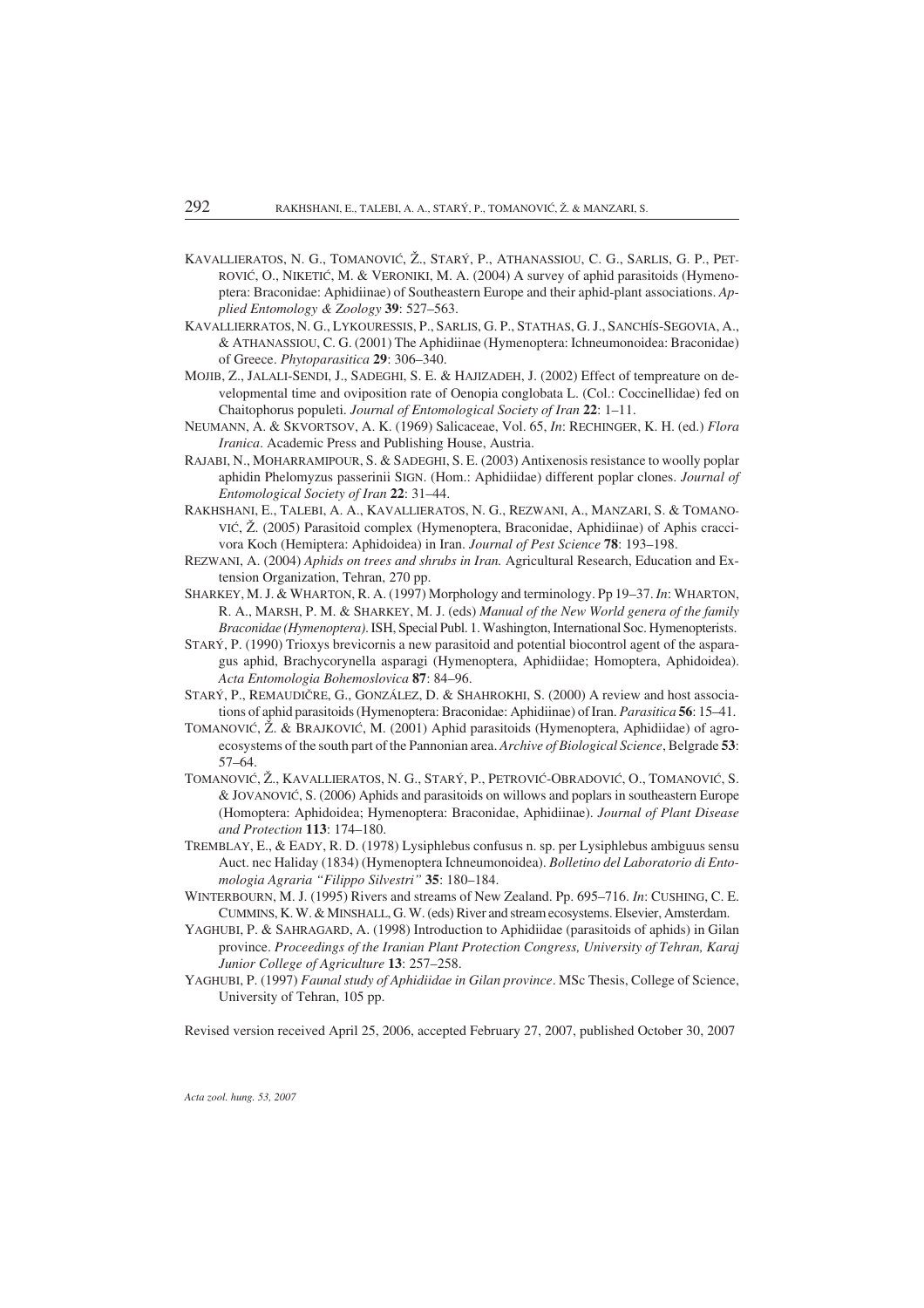KAVALLIERATOS, N. G., TOMANOVIĆ, Ž., STARÝ, P., ATHANASSIOU, C. G., SARLIS, G. P., PETROVIĆ, O., NIKETIĆ, M. & VERONIKI, M. A. (2004) A survey of aphid parasitoids (Hymenoptera: Braconidae: Aphidiinae) of Southeastern Europe and their aphid-plant associations. *Applied Entomology & Zoology* **39**: 527–563.

KAVALLIERRATOS, N. G., LYKOURESSIS, P., SARLIS, G. P., STATHAS, G. J., SANCHÍS-SEGOVIA, A., & ATHANASSIOU, C. G. (2001) The Aphidiinae (Hymenoptera: Ichneumonoidea: Braconidae) of Greece. *Phytoparasitica* **29**: 306–340.

MOJIB, Z., JALALI-SENDI, J., SADEGHI, S. E. & HAJIZADEH, J. (2002) Effect of tempreature on developmental time and oviposition rate of Oenopia conglobata L. (Col.: Coccinellidae) fed on Chaitophorus populeti. *Journal of Entomological Society of Iran* **22**: 1–11.

NEUMANN, A. & SKVORTSOV, A. K. (1969) Salicaceae, Vol. 65, *In*: RECHINGER, K. H. (ed.) *Flora Iranica*. Academic Press and Publishing House, Austria.

RAJABI, N., MOHARRAMIPOUR, S. & SADEGHI, S. E. (2003) Antixenosis resistance to woolly poplar aphidin Phelomyzus passerinii SIGN. (Hom.: Aphididae) different poplar clones. *Journal of Entomological Society of Iran* **22**: 31–44.

RAKHSHANI, E., TALEBI, A. A., KAVALLIERATOS, N. G., REZWANI, A., MANZARI, S. & TOMANOVIĆ, Ž. (2005) Parasitoid complex (Hymenoptera, Braconidae, Aphidiinae) of Aphis craccivora Koch (Hemiptera: Aphidoidea) in Iran. *Journal of Pest Science* **78**: 193–198.

REZWANI, A. (2004) *Aphids on trees and shrubs in Iran.* Agricultural Research, Education and Extension Organization, Tehran, 270 pp.

SHARKEY, M. J. & WHARTON, R. A. (1997) Morphology and terminology. Pp 19–37. *In*: WHARTON, R. A., MARSH, P. M. & SHARKEY, M. J. (eds) *Manual of the New World genera of the family Braconidae (Hymenoptera)*. ISH, Special Publ. 1. Washington, International Soc. Hymenopterists.

STARÝ, P. (1990) Trioxys brevicornis a new parasitoid and potential biocontrol agent of the asparagus aphid, Brachycorynella asparagi (Hymenoptera, Aphidiidae; Homoptera, Aphidoidea). *Acta Entomologia Bohemoslovica* **87**: 84–96.

STARÝ, P., REMAUDIČRE, G., GONZÁLEZ, D. & SHAHROKHI, S. (2000) A review and host associations of aphid parasitoids (Hymenoptera: Braconidae: Aphidiinae) of Iran. *Parasitica* **56**: 15–41.

TOMANOVIĆ, Ž. & BRAJKOVIĆ, M. (2001) Aphid parasitoids (Hymenoptera, Aphidiidae) of agroecosystems of the south part of the Pannonian area. *Archive of Biological Science*, Belgrade **53**: 57–64.

TOMANOVIĆ, Ž., KAVALLIERATOS, N. G., STARÝ, P., PETROVIĆ-OBRADOVIĆ, O., TOMANOVIĆ, S. & JOVANOVIĆ, S. (2006) Aphids and parasitoids on willows and poplars in southeastern Europe (Homoptera: Aphidoidea; Hymenoptera: Braconidae, Aphidiinae). *Journal of Plant Disease and Protection* **113**: 174–180.

TREMBLAY, E., & EADY, R. D. (1978) Lysiphlebus confusus n. sp. per Lysiphlebus ambiguus sensu Auct. nec Haliday (1834) (Hymenoptera Ichneumonoidea). *Bolletino del Laboratorio di Entomologia Agraria "Filippo Silvestri"* **35**: 180–184.

WINTERBOURN, M. J. (1995) Rivers and streams of New Zealand. Pp. 695–716. *In*: CUSHING, C. E. CUMMINS, K. W. & MINSHALL, G. W. (eds) River and stream ecosystems. Elsevier, Amsterdam.

YAGHUBI, P. & SAHRAGARD, A. (1998) Introduction to Aphidiidae (parasitoids of aphids) in Gilan province. *Proceedings of the Iranian Plant Protection Congress, University of Tehran, Karaj Junior College of Agriculture* **13**: 257–258.

YAGHUBI, P. (1997) *Faunal study of Aphidiidae in Gilan province*. MSc Thesis, College of Science, University of Tehran, 105 pp.

Revised version received April 25, 2006, accepted February 27, 2007, published October 30, 2007